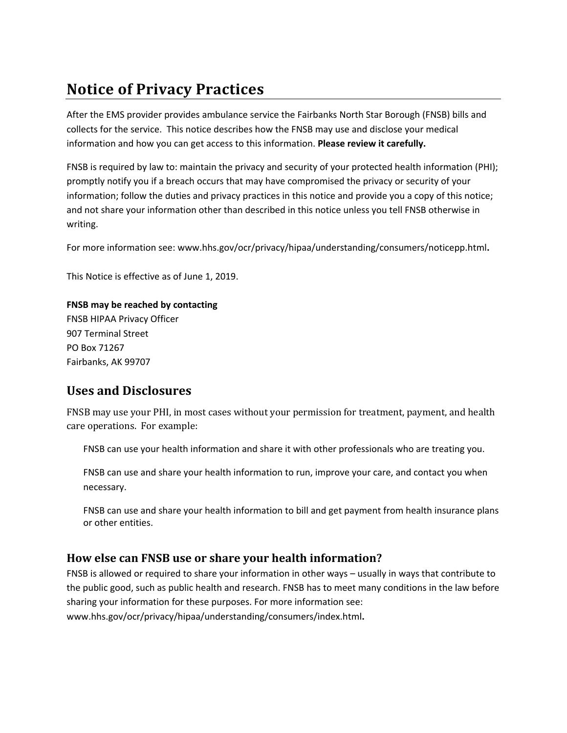# Notice of Privacy Practices

After the EMS provider provides ambulance service the Fairbanks North Star Borough (FNSB) bills and collects for the service. This notice describes how the FNSB may use and disclose your medical information and how you can get access to this information. **Please review it carefully.**

FNSB is required by law to: maintain the privacy and security of your protected health information (PHI); promptly notify you if a breach occurs that may have compromised the privacy or security of your information; follow the duties and privacy practices in this notice and provide you a copy of this notice; and not share your information other than described in this notice unless you tell FNSB otherwise in writing.

For more information see: www.hhs.gov/ocr/privacy/hipaa/understanding/consumers/noticepp.html**.**

This Notice is effective as of June 1, 2019.

**FNSB may be reached by contacting**
FNSB HIPAA Privacy Officer
907 Terminal Street
PO Box 71267
Fairbanks, AK 99707

## Uses and Disclosures

FNSB may use your PHI, in most cases without your permission for treatment, payment, and health care operations. For example:

FNSB can use your health information and share it with other professionals who are treating you.

FNSB can use and share your health information to run, improve your care, and contact you when necessary.

FNSB can use and share your health information to bill and get payment from health insurance plans or other entities.

### How else can FNSB use or share your health information?

FNSB is allowed or required to share your information in other ways – usually in ways that contribute to the public good, such as public health and research. FNSB has to meet many conditions in the law before sharing your information for these purposes. For more information see: www.hhs.gov/ocr/privacy/hipaa/understanding/consumers/index.html**.**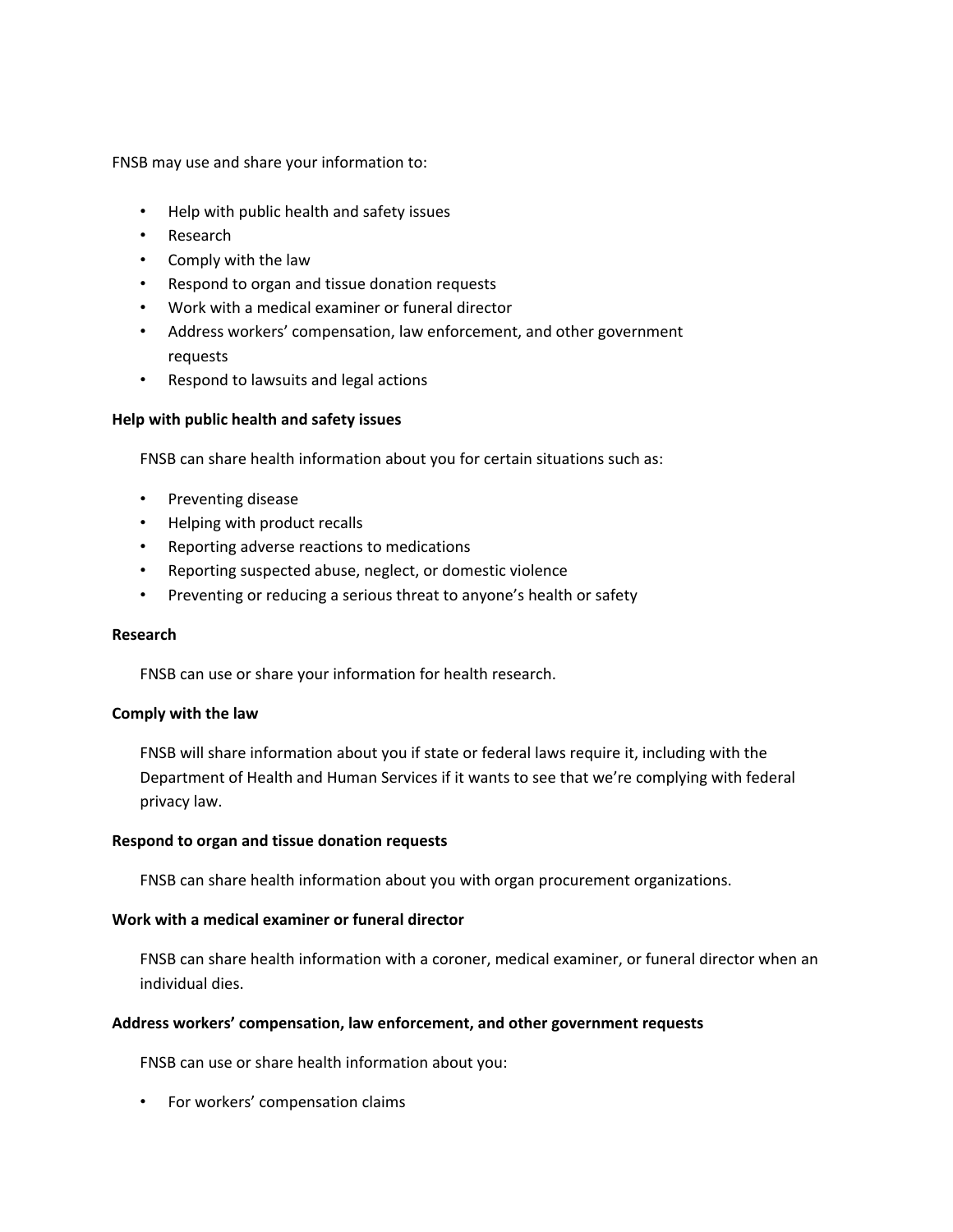FNSB may use and share your information to:

- Help with public health and safety issues
- Research
- Comply with the law
- Respond to organ and tissue donation requests
- Work with a medical examiner or funeral director
- Address workers' compensation, law enforcement, and other government requests
- Respond to lawsuits and legal actions

**Help with public health and safety issues**

FNSB can share health information about you for certain situations such as:

- Preventing disease
- Helping with product recalls
- Reporting adverse reactions to medications
- Reporting suspected abuse, neglect, or domestic violence
- Preventing or reducing a serious threat to anyone's health or safety

**Research**

FNSB can use or share your information for health research.

**Comply with the law**

FNSB will share information about you if state or federal laws require it, including with the Department of Health and Human Services if it wants to see that we're complying with federal privacy law.

**Respond to organ and tissue donation requests**

FNSB can share health information about you with organ procurement organizations.

**Work with a medical examiner or funeral director**

FNSB can share health information with a coroner, medical examiner, or funeral director when an individual dies.

**Address workers' compensation, law enforcement, and other government requests**

FNSB can use or share health information about you:

- For workers' compensation claims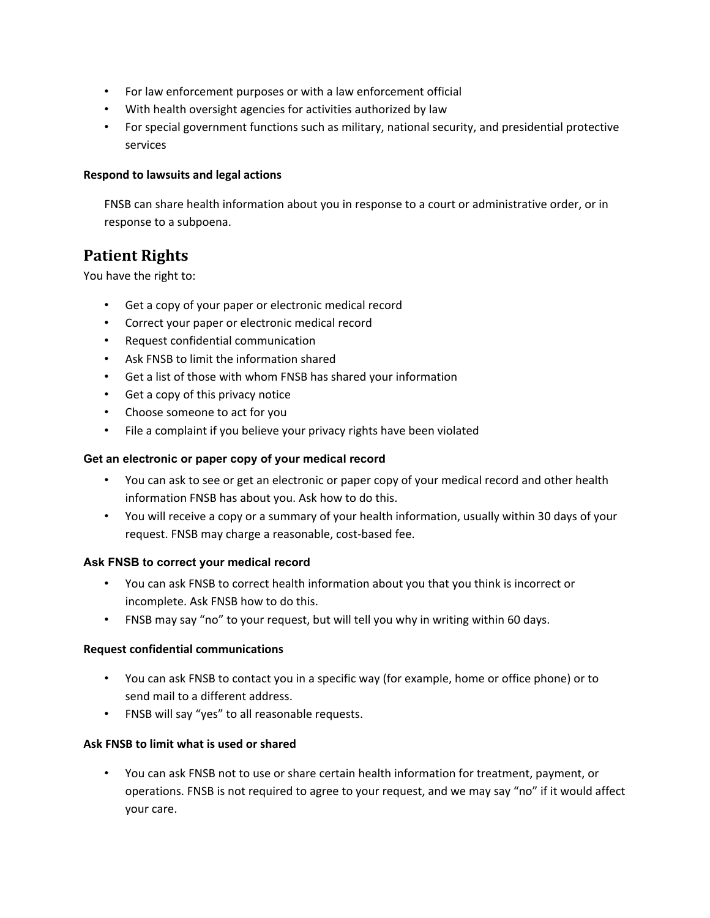- For law enforcement purposes or with a law enforcement official
- With health oversight agencies for activities authorized by law
- For special government functions such as military, national security, and presidential protective services

**Respond to lawsuits and legal actions**

FNSB can share health information about you in response to a court or administrative order, or in response to a subpoena.

## Patient Rights

You have the right to:

- Get a copy of your paper or electronic medical record
- Correct your paper or electronic medical record
- Request confidential communication
- Ask FNSB to limit the information shared
- Get a list of those with whom FNSB has shared your information
- Get a copy of this privacy notice
- Choose someone to act for you
- File a complaint if you believe your privacy rights have been violated

**Get an electronic or paper copy of your medical record**

- You can ask to see or get an electronic or paper copy of your medical record and other health information FNSB has about you. Ask how to do this.
- You will receive a copy or a summary of your health information, usually within 30 days of your request. FNSB may charge a reasonable, cost-based fee.

**Ask FNSB to correct your medical record**

- You can ask FNSB to correct health information about you that you think is incorrect or incomplete. Ask FNSB how to do this.
- FNSB may say "no" to your request, but will tell you why in writing within 60 days.

**Request confidential communications**

- You can ask FNSB to contact you in a specific way (for example, home or office phone) or to send mail to a different address.
- FNSB will say "yes" to all reasonable requests.

**Ask FNSB to limit what is used or shared**

- You can ask FNSB not to use or share certain health information for treatment, payment, or operations. FNSB is not required to agree to your request, and we may say "no" if it would affect your care.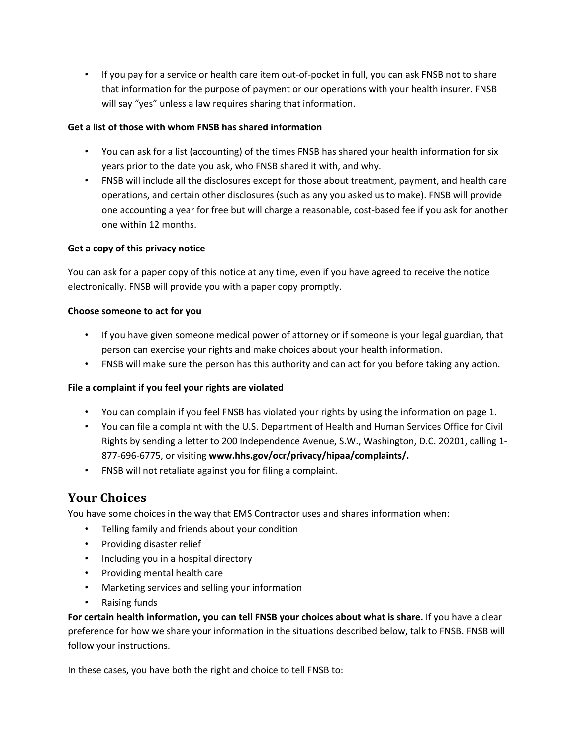- If you pay for a service or health care item out-of-pocket in full, you can ask FNSB not to share that information for the purpose of payment or our operations with your health insurer. FNSB will say "yes" unless a law requires sharing that information.

**Get a list of those with whom FNSB has shared information**

- You can ask for a list (accounting) of the times FNSB has shared your health information for six years prior to the date you ask, who FNSB shared it with, and why.
- FNSB will include all the disclosures except for those about treatment, payment, and health care operations, and certain other disclosures (such as any you asked us to make). FNSB will provide one accounting a year for free but will charge a reasonable, cost-based fee if you ask for another one within 12 months.

**Get a copy of this privacy notice**

You can ask for a paper copy of this notice at any time, even if you have agreed to receive the notice electronically. FNSB will provide you with a paper copy promptly.

**Choose someone to act for you**

- If you have given someone medical power of attorney or if someone is your legal guardian, that person can exercise your rights and make choices about your health information.
- FNSB will make sure the person has this authority and can act for you before taking any action.

**File a complaint if you feel your rights are violated**

- You can complain if you feel FNSB has violated your rights by using the information on page 1.
- You can file a complaint with the U.S. Department of Health and Human Services Office for Civil Rights by sending a letter to 200 Independence Avenue, S.W., Washington, D.C. 20201, calling 1-877-696-6775, or visiting **www.hhs.gov/ocr/privacy/hipaa/complaints/.**
- FNSB will not retaliate against you for filing a complaint.

## Your Choices

You have some choices in the way that EMS Contractor uses and shares information when:

- Telling family and friends about your condition
- Providing disaster relief
- Including you in a hospital directory
- Providing mental health care
- Marketing services and selling your information
- Raising funds

**For certain health information, you can tell FNSB your choices about what is share.** If you have a clear preference for how we share your information in the situations described below, talk to FNSB. FNSB will follow your instructions.

In these cases, you have both the right and choice to tell FNSB to: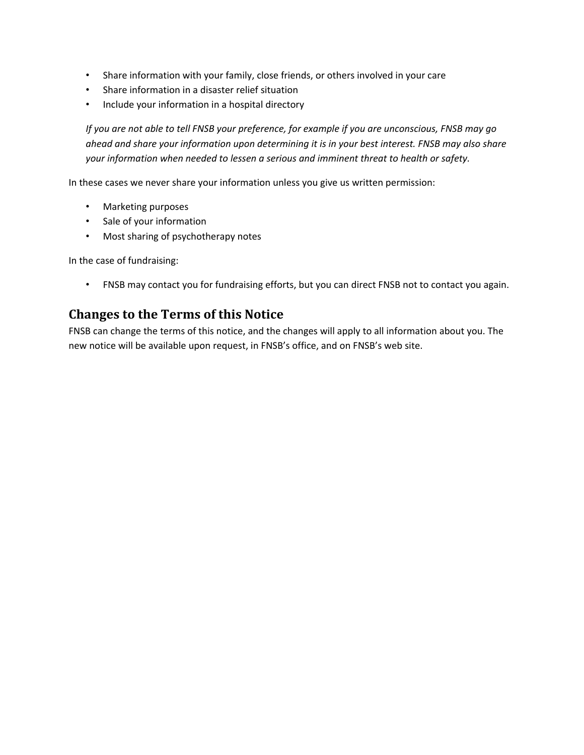- Share information with your family, close friends, or others involved in your care
- Share information in a disaster relief situation
- Include your information in a hospital directory

*If you are not able to tell FNSB your preference, for example if you are unconscious, FNSB may go ahead and share your information upon determining it is in your best interest. FNSB may also share your information when needed to lessen a serious and imminent threat to health or safety.*

In these cases we never share your information unless you give us written permission:

- Marketing purposes
- Sale of your information
- Most sharing of psychotherapy notes

In the case of fundraising:

- FNSB may contact you for fundraising efforts, but you can direct FNSB not to contact you again.

## Changes to the Terms of this Notice

FNSB can change the terms of this notice, and the changes will apply to all information about you. The new notice will be available upon request, in FNSB's office, and on FNSB's web site.